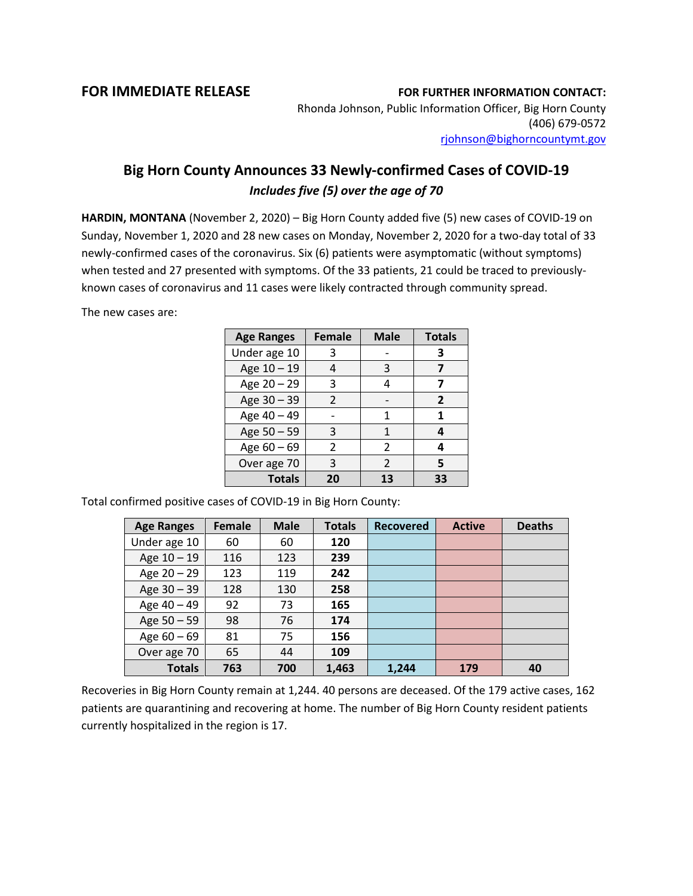**FOR IMMEDIATE RELEASE**

**FOR FURTHER INFORMATION CONTACT:**
Rhonda Johnson, Public Information Officer, Big Horn County
(406) 679-0572
rjohnson@bighorncountymt.gov

# Big Horn County Announces 33 Newly-confirmed Cases of COVID-19

***Includes five (5) over the age of 70***

**HARDIN, MONTANA** (November 2, 2020) – Big Horn County added five (5) new cases of COVID-19 on Sunday, November 1, 2020 and 28 new cases on Monday, November 2, 2020 for a two-day total of 33 newly-confirmed cases of the coronavirus. Six (6) patients were asymptomatic (without symptoms) when tested and 27 presented with symptoms. Of the 33 patients, 21 could be traced to previously-known cases of coronavirus and 11 cases were likely contracted through community spread.

The new cases are:

| Age Ranges | Female | Male | Totals |
|---|---|---|---|
| Under age 10 | 3 | - | **3** |
| Age 10 – 19 | 4 | 3 | **7** |
| Age 20 – 29 | 3 | 4 | **7** |
| Age 30 – 39 | 2 | - | **2** |
| Age 40 – 49 | - | 1 | **1** |
| Age 50 – 59 | 3 | 1 | **4** |
| Age 60 – 69 | 2 | 2 | **4** |
| Over age 70 | 3 | 2 | **5** |
| **Totals** | **20** | **13** | **33** |

Total confirmed positive cases of COVID-19 in Big Horn County:

| Age Ranges | Female | Male | Totals | Recovered | Active | Deaths |
|---|---|---|---|---|---|---|
| Under age 10 | 60 | 60 | **120** | | | |
| Age 10 – 19 | 116 | 123 | **239** | | | |
| Age 20 – 29 | 123 | 119 | **242** | | | |
| Age 30 – 39 | 128 | 130 | **258** | | | |
| Age 40 – 49 | 92 | 73 | **165** | | | |
| Age 50 – 59 | 98 | 76 | **174** | | | |
| Age 60 – 69 | 81 | 75 | **156** | | | |
| Over age 70 | 65 | 44 | **109** | | | |
| **Totals** | **763** | **700** | **1,463** | **1,244** | **179** | **40** |

Recoveries in Big Horn County remain at 1,244. 40 persons are deceased. Of the 179 active cases, 162 patients are quarantining and recovering at home. The number of Big Horn County resident patients currently hospitalized in the region is 17.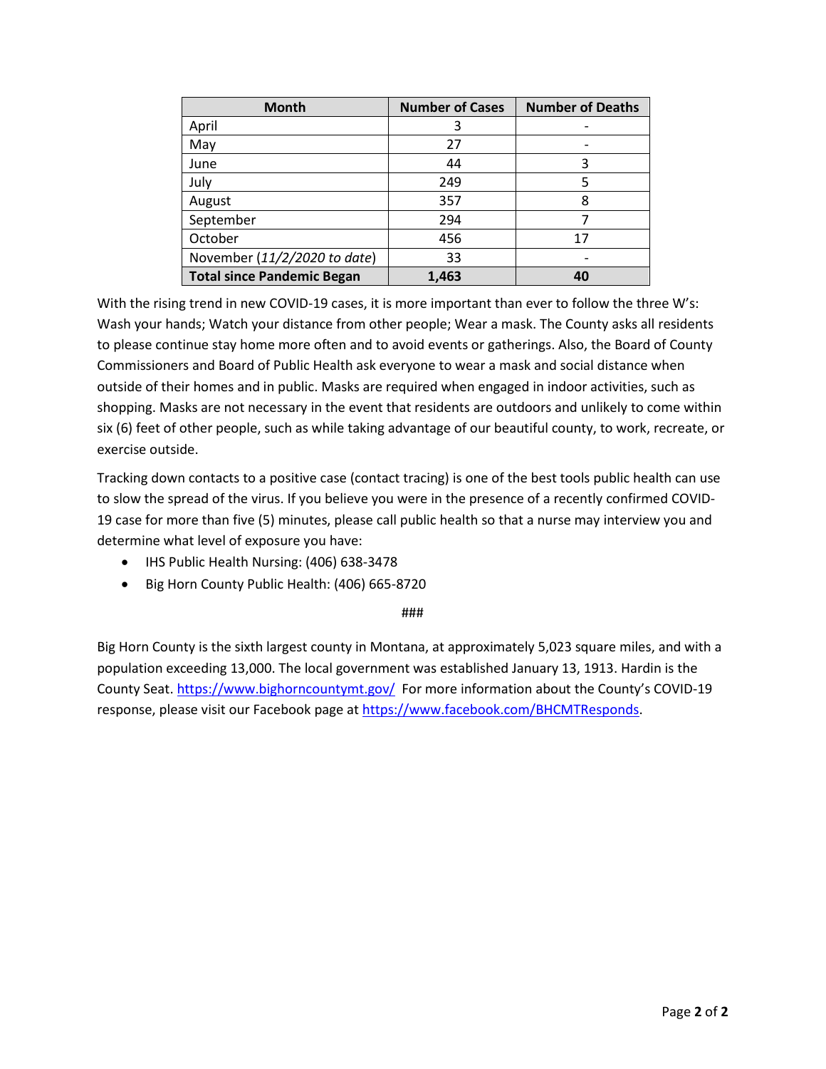| Month | Number of Cases | Number of Deaths |
|---|---|---|
| April | 3 | - |
| May | 27 | - |
| June | 44 | 3 |
| July | 249 | 5 |
| August | 357 | 8 |
| September | 294 | 7 |
| October | 456 | 17 |
| November (*11/2/2020 to date*) | 33 | - |
| **Total since Pandemic Began** | **1,463** | **40** |

With the rising trend in new COVID-19 cases, it is more important than ever to follow the three W's: Wash your hands; Watch your distance from other people; Wear a mask. The County asks all residents to please continue stay home more often and to avoid events or gatherings. Also, the Board of County Commissioners and Board of Public Health ask everyone to wear a mask and social distance when outside of their homes and in public. Masks are required when engaged in indoor activities, such as shopping. Masks are not necessary in the event that residents are outdoors and unlikely to come within six (6) feet of other people, such as while taking advantage of our beautiful county, to work, recreate, or exercise outside.

Tracking down contacts to a positive case (contact tracing) is one of the best tools public health can use to slow the spread of the virus. If you believe you were in the presence of a recently confirmed COVID-19 case for more than five (5) minutes, please call public health so that a nurse may interview you and determine what level of exposure you have:

- IHS Public Health Nursing: (406) 638-3478
- Big Horn County Public Health: (406) 665-8720

###

Big Horn County is the sixth largest county in Montana, at approximately 5,023 square miles, and with a population exceeding 13,000. The local government was established January 13, 1913. Hardin is the County Seat. https://www.bighorncountymt.gov/ For more information about the County's COVID-19 response, please visit our Facebook page at https://www.facebook.com/BHCMTResponds.